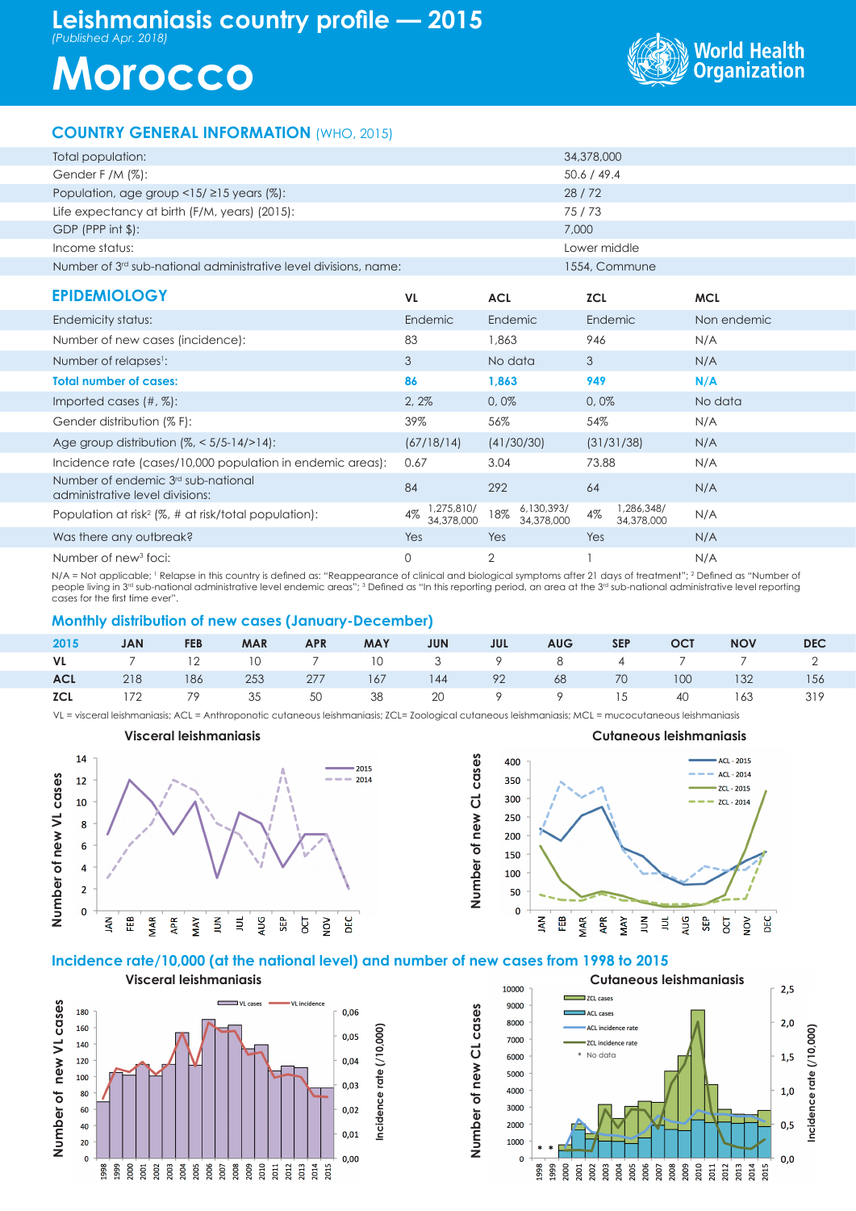# Leishmaniasis country profile — 2015

*(Published Apr. 2018)*

# Morocco

World Health Organization

## COUNTRY GENERAL INFORMATION (WHO, 2015)

| | |
|---|---|
| Total population: | 34,378,000 |
| Gender F /M (%): | 50.6 / 49.4 |
| Population, age group <15/ ≥15 years (%): | 28 / 72 |
| Life expectancy at birth (F/M, years) (2015): | 75 / 73 |
| GDP (PPP int $): | 7,000 |
| Income status: | Lower middle |
| Number of 3rd sub-national administrative level divisions, name: | 1554, Commune |

## EPIDEMIOLOGY

| | VL | ACL | ZCL | MCL |
|---|---|---|---|---|
| Endemicity status: | Endemic | Endemic | Endemic | Non endemic |
| Number of new cases (incidence): | 83 | 1,863 | 946 | N/A |
| Number of relapses[1]: | 3 | No data | 3 | N/A |
| **Total number of cases:** | **86** | **1,863** | **949** | **N/A** |
| Imported cases (#, %): | 2, 2% | 0, 0% | 0, 0% | No data |
| Gender distribution (% F): | 39% | 56% | 54% | N/A |
| Age group distribution (%, < 5/5-14/>14): | (67/18/14) | (41/30/30) | (31/31/38) | N/A |
| Incidence rate (cases/10,000 population in endemic areas): | 0.67 | 3.04 | 73.88 | N/A |
| Number of endemic 3rd sub-national administrative level divisions: | 84 | 292 | 64 | N/A |
| Population at risk[2] (%, # at risk/total population): | 4% 1,275,810/ 34,378,000 | 18% 6,130,393/ 34,378,000 | 4% 1,286,348/ 34,378,000 | N/A |
| Was there any outbreak? | Yes | Yes | Yes | N/A |
| Number of new[3] foci: | 0 | 2 | 1 | N/A |

N/A = Not applicable; [1] Relapse in this country is defined as: "Reappearance of clinical and biological symptoms after 21 days of treatment"; [2] Defined as "Number of people living in 3rd sub-national administrative level endemic areas"; [3] Defined as "In this reporting period, an area at the 3rd sub-national administrative level reporting cases for the first time ever".

## Monthly distribution of new cases (January-December)

| 2015 | JAN | FEB | MAR | APR | MAY | JUN | JUL | AUG | SEP | OCT | NOV | DEC |
|---|---|---|---|---|---|---|---|---|---|---|---|---|
| **VL** | 7 | 12 | 10 | 7 | 10 | 3 | 9 | 8 | 4 | 7 | 7 | 2 |
| **ACL** | 218 | 186 | 253 | 277 | 167 | 144 | 92 | 68 | 70 | 100 | 132 | 156 |
| **ZCL** | 172 | 79 | 35 | 50 | 38 | 20 | 9 | 9 | 15 | 40 | 163 | 319 |

VL = visceral leishmaniasis; ACL = Anthroponotic cutaneous leishmaniasis; ZCL= Zoological cutaneous leishmaniasis; MCL = mucocutaneous leishmaniasis

**Visceral leishmaniasis** — Number of new VL cases by month (2015, 2014)

**Cutaneous leishmaniasis** — Number of new CL cases by month (ACL - 2015, ACL - 2014, ZCL - 2015, ZCL - 2014)

## Incidence rate/10,000 (at the national level) and number of new cases from 1998 to 2015

**Visceral leishmaniasis** — Number of new VL cases; Incidence rate (/10,000) (VL cases, VL incidence)

**Cutaneous leishmaniasis** — Number of new CL cases; Incidence rate (/10,000) (ZCL cases, ACL cases, ACL incidence rate, ZCL incidence rate, * No data)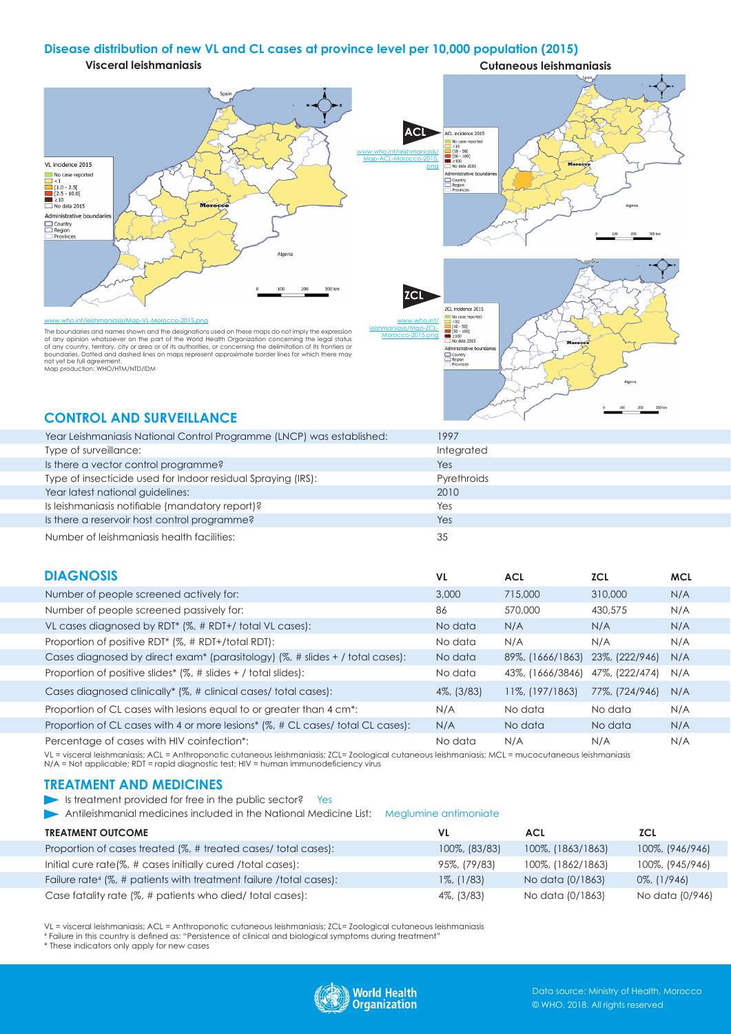## Disease distribution of new VL and CL cases at province level per 10,000 population (2015)

### Visceral leishmaniasis

VL incidence 2015
No case reported
<1
[1.0 - 2.5[
[2.5 - 10.0[
≥10
No data 2015

Administrative boundaries
Country
Region
Provinces

Spain
Morocco
Algeria
0 100 200 300 km

www.who.int/leishmaniasis/Map-VL-Morocco-2015.png

The boundaries and names shown and the designations used on these maps do not imply the expression of any opinion whatsoever on the part of the World Health Organization concerning the legal status of any country, territory, city or area or of its authorities, or concerning the delimitation of its frontiers or boundaries. Dotted and dashed lines on maps represent approximate border lines for which there may not yet be full agreement.
Map production: WHO/HTM/NTD/IDM

### Cutaneous leishmaniasis

ACL

www.who.int/leishmaniasis/Map-ACL-Morocco-2015.png

ACL incidence 2015
No case reported
<10
[10 - 50[
[50 - 100[
≥100
No data 2015

Administrative boundaries
Country
Region
Provinces

Spain
Morocco
Algeria
0 100 200 300 km

ZCL

www.who.int/leishmaniasis/Map-ZCL-Morocco-2015.png

ZCL incidence 2015
No case reported
<10
[10 - 50[
[50 - 100[
≥100
No data 2015

Administrative boundaries
Country
Region
Provinces

Gibraltar
Morocco
Algeria
0 100 200 300 km

## CONTROL AND SURVEILLANCE

| | |
|---|---|
| Year Leishmaniasis National Control Programme (LNCP) was established: | 1997 |
| Type of surveillance: | Integrated |
| Is there a vector control programme? | Yes |
| Type of insecticide used for Indoor residual Spraying (IRS): | Pyrethroids |
| Year latest national guidelines: | 2010 |
| Is leishmaniasis notifiable (mandatory report)? | Yes |
| Is there a reservoir host control programme? | Yes |
| Number of leishmaniasis health facilities: | 35 |

## DIAGNOSIS

| DIAGNOSIS | VL | ACL | ZCL | MCL |
|---|---|---|---|---|
| Number of people screened actively for: | 3,000 | 715,000 | 310,000 | N/A |
| Number of people screened passively for: | 86 | 570,000 | 430,575 | N/A |
| VL cases diagnosed by RDT* (%, # RDT+/ total VL cases): | No data | N/A | N/A | N/A |
| Proportion of positive RDT* (%, # RDT+/total RDT): | No data | N/A | N/A | N/A |
| Cases diagnosed by direct exam* (parasitology) (%, # slides + / total cases): | No data | 89%, (1666/1863) | 23%, (222/946) | N/A |
| Proportion of positive slides* (%, # slides + / total slides): | No data | 43%, (1666/3846) | 47%, (222/474) | N/A |
| Cases diagnosed clinically* (%, # clinical cases/ total cases): | 4%, (3/83) | 11%, (197/1863) | 77%, (724/946) | N/A |
| Proportion of CL cases with lesions equal to or greater than 4 cm*: | N/A | No data | No data | N/A |
| Proportion of CL cases with 4 or more lesions* (%, # CL cases/ total CL cases): | N/A | No data | No data | N/A |
| Percentage of cases with HIV coinfection*: | No data | N/A | N/A | N/A |

VL = visceral leishmaniasis; ACL = Anthroponotic cutaneous leishmaniasis; ZCL= Zoological cutaneous leishmaniasis; MCL = mucocutaneous leishmaniasis
N/A = Not applicable; RDT = rapid diagnostic test; HIV = human immunodeficiency virus

## TREATMENT AND MEDICINES

- Is treatment provided for free in the public sector? Yes
- Antileishmanial medicines included in the National Medicine List: Meglumine antimoniate

| TREATMENT OUTCOME | VL | ACL | ZCL |
|---|---|---|---|
| Proportion of cases treated (%, # treated cases/ total cases): | 100%, (83/83) | 100%, (1863/1863) | 100%, (946/946) |
| Initial cure rate(%, # cases initially cured /total cases): | 95%, (79/83) | 100%, (1862/1863) | 100%, (945/946) |
| Failure rate[4] (%, # patients with treatment failure /total cases): | 1%, (1/83) | No data (0/1863) | 0%, (1/946) |
| Case fatality rate (%, # patients who died/ total cases): | 4%, (3/83) | No data (0/1863) | No data (0/946) |

VL = visceral leishmaniasis; ACL = Anthroponotic cutaneous leishmaniasis; ZCL= Zoological cutaneous leishmaniasis
[4] Failure in this country is defined as: "Persistence of clinical and biological symptoms during treatment"
* These indicators only apply for new cases

World Health Organization

Data source: Ministry of Health, Morocco
© WHO, 2018. All rights reserved